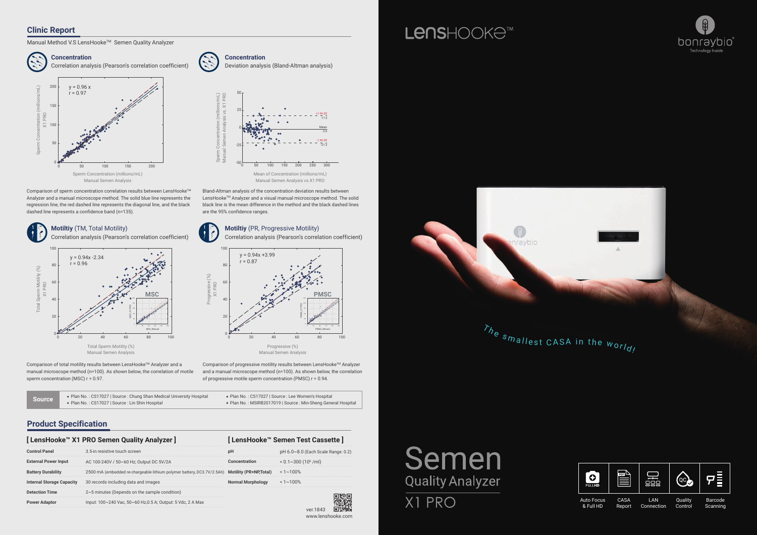## Clinic Report

Manual Method V.S LensHooke™ Semen Quality Analyzer

### Concentration
Correlation analysis (Pearson's correlation coefficient)

y = 0.96 x
r = 0.97

Sperm Concentration (millions/mL) X1 PRO

Sperm Concentration (millions/mL)
Manual Semen Analysis

Comparison of sperm concentration correlation results between LensHooke™ Analyzer and a manual microscope method. The solid blue line represents the regression line, the red dashed line represents the diagonal line, and the black dashed line represents a confidence band (n=135).

### Concentration
Deviation analysis (Bland-Altman analysis)

Sperm Concentration (millions/mL)
Manual Semen Analysis vs. X1 PRO

+1.96 SD 17.2
Mean -2.0
-1.96 SD -21.2

Mean of Concentration (millions/mL)
Manual Semen Analysis vs X1 PRO

Bland-Altman analysis of the concentration deviation results between LensHooke™ Analyzer and a visual manual microscope method. The solid black line is the mean difference in the method and the black dashed lines are the 95% confidence ranges.

### Motiltiy (TM, Total Motility)
Correlation analysis (Pearson's correlation coefficient)

y = 0.94x -2.34
r = 0.96

MSC

Total Sperm Motility (%) X1 PRO

Total Sperm Motility (%)
Manual Semen Analysis

Comparison of total motility results between LensHooke™ Analyzer and a manual microscope method (n=100). As shown below, the correlation of motile sperm concentration (MSC) r = 0.97.

### Motiltiy (PR, Progressive Motility)
Correlation analysis (Pearson's correlation coefficient)

y = 0.94x +3.99
r = 0.87

PMSC

Progressive (%) X1 PRO

Progressive (%)
Manual Semen Analysis

Comparison of progressive motility results between LensHooke™ Analyzer and a manual microscope method (n=100). As shown below, the correlation of progressive motile sperm concentration (PMSC) r = 0.94.

**Source**

- Plan No. : CS17027 | Source : Chung Shan Medical University Hospital
- Plan No. : CS17027 | Source : Lin Shin Hospital
- Plan No. : CS17027 | Source : Lee Women's Hospital
- Plan No. : MSIRB2017019 | Source : Min-Sheng General Hospital

## Product Specification

### [ LensHooke™ X1 PRO Semen Quality Analyzer ]

| | |
|---|---|
| Control Panel | 3.5-in resistive touch screen |
| External Power Input | AC 100-240V / 50~60 Hz; Output DC 5V/2A |
| Battery Durability | 2500 mA (embedded re-chargeable lithium polymer battery, DC3.7V/2.5Ah) |
| Internal Storage Capacity | 30 records including data and images |
| Detection Time | 2~5 minutes (Depends on the sample condition) |
| Power Adaptor | Input: 100~240 Vac, 50~60 Hz,0.5 A; Output: 5 Vdc, 2 A Max |

### [ LensHooke™ Semen Test Cassette ]

| | |
|---|---|
| pH | pH 6.0~8.0 (Each Scale Range: 0.2) |
| Concentration | < 0.1~300 ($10^6$ /ml) |
| Motility (PR+NP,Total) | < 1~100% |
| Normal Morphology | < 1~100% |

ver.1843
www.lenshooke.com

# LensHooke™

bonraybio® Technology Inside

*The smallest CASA in the world!*

# Semen
## Quality Analyzer
## X1 PRO

Auto Focus & Full HD | CASA Report | LAN Connection | Quality Control | Barcode Scanning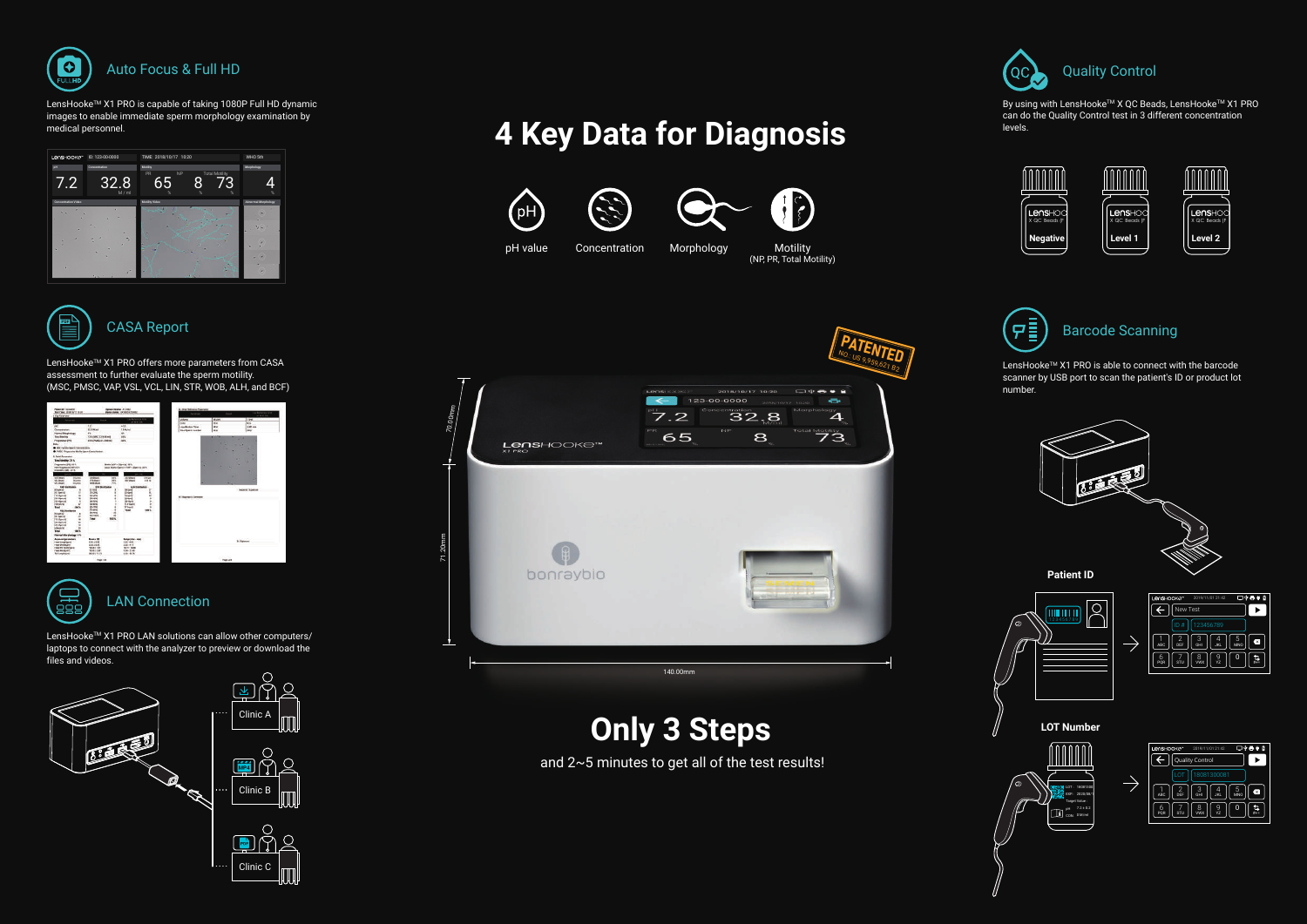## Auto Focus & Full HD

LensHooke™ X1 PRO is capable of taking 1080P Full HD dynamic images to enable immediate sperm morphology examination by medical personnel.

## CASA Report

LensHooke™ X1 PRO offers more parameters from CASA assessment to further evaluate the sperm motility.
(MSC, PMSC, VAP, VSL, VCL, LIN, STR, WOB, ALH, and BCF)

## LAN Connection

LensHooke™ X1 PRO LAN solutions can allow other computers/laptops to connect with the analyzer to preview or download the files and videos.

Clinic A

Clinic B

Clinic C

# 4 Key Data for Diagnosis

pH value

Concentration

Morphology

Motility
(NP, PR, Total Motility)

PATENTED
NO. US 9,959,621 B2

70.00mm

71.20mm

140.00mm

# Only 3 Steps

and 2~5 minutes to get all of the test results!

## Quality Control

By using with LensHooke™ X QC Beads, LensHooke™ X1 PRO can do the Quality Control test in 3 different concentration levels.

Negative

Level 1

Level 2

## Barcode Scanning

LensHooke™ X1 PRO is able to connect with the barcode scanner by USB port to scan the patient's ID or product lot number.

Patient ID

LOT Number